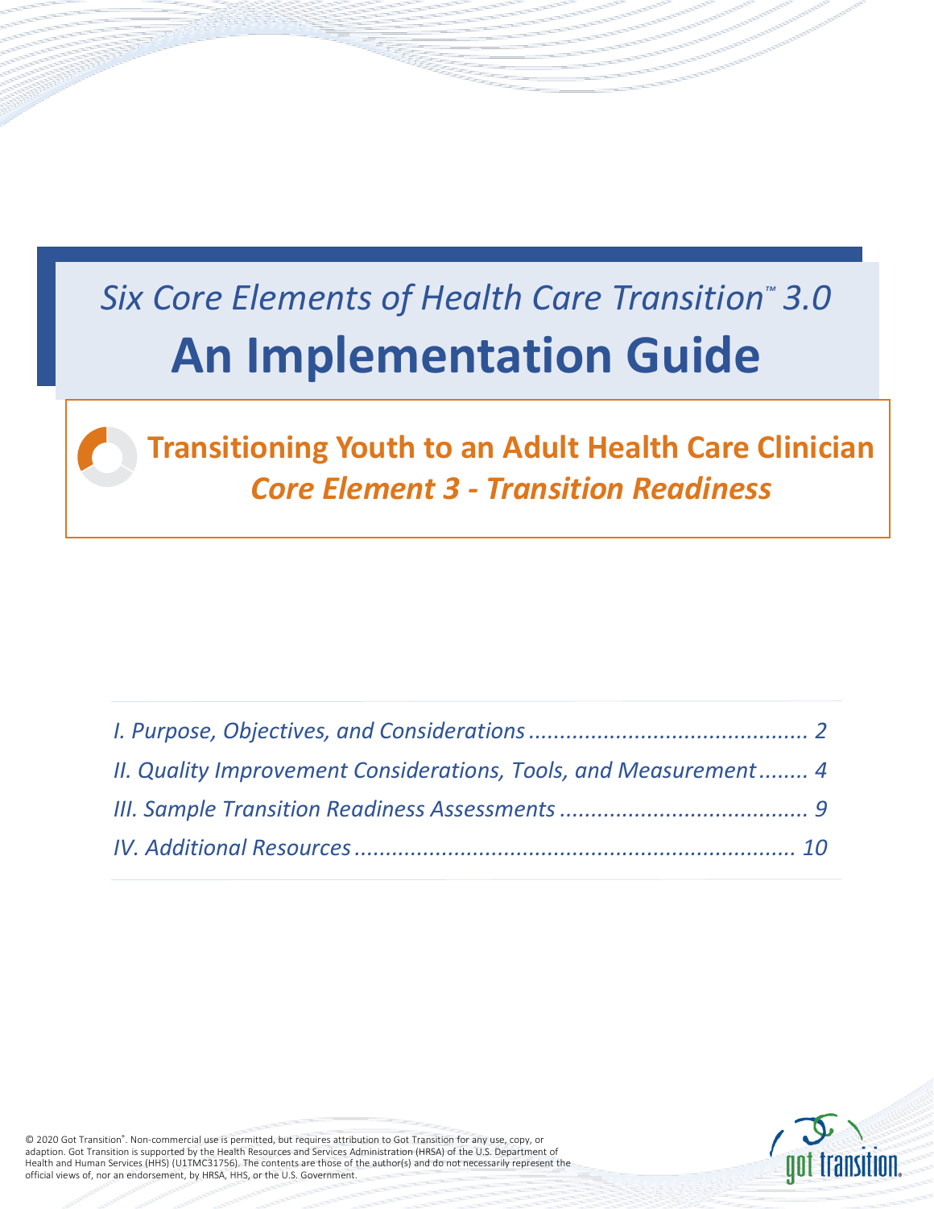*Six Core Elements of Health Care Transition™ 3.0*

# An Implementation Guide

## Transitioning Youth to an Adult Health Care Clinician

### *Core Element 3 - Transition Readiness*

*I. Purpose, Objectives, and Considerations ............................................ 2*

*II. Quality Improvement Considerations, Tools, and Measurement ........ 4*

*III. Sample Transition Readiness Assessments ........................................ 9*

*IV. Additional Resources ..................................................................... 10*

© 2020 Got Transition®. Non-commercial use is permitted, but requires attribution to Got Transition for any use, copy, or adaption. Got Transition is supported by the Health Resources and Services Administration (HRSA) of the U.S. Department of Health and Human Services (HHS) (U1TMC31756). The contents are those of the author(s) and do not necessarily represent the official views of, nor an endorsement, by HRSA, HHS, or the U.S. Government.

got transition.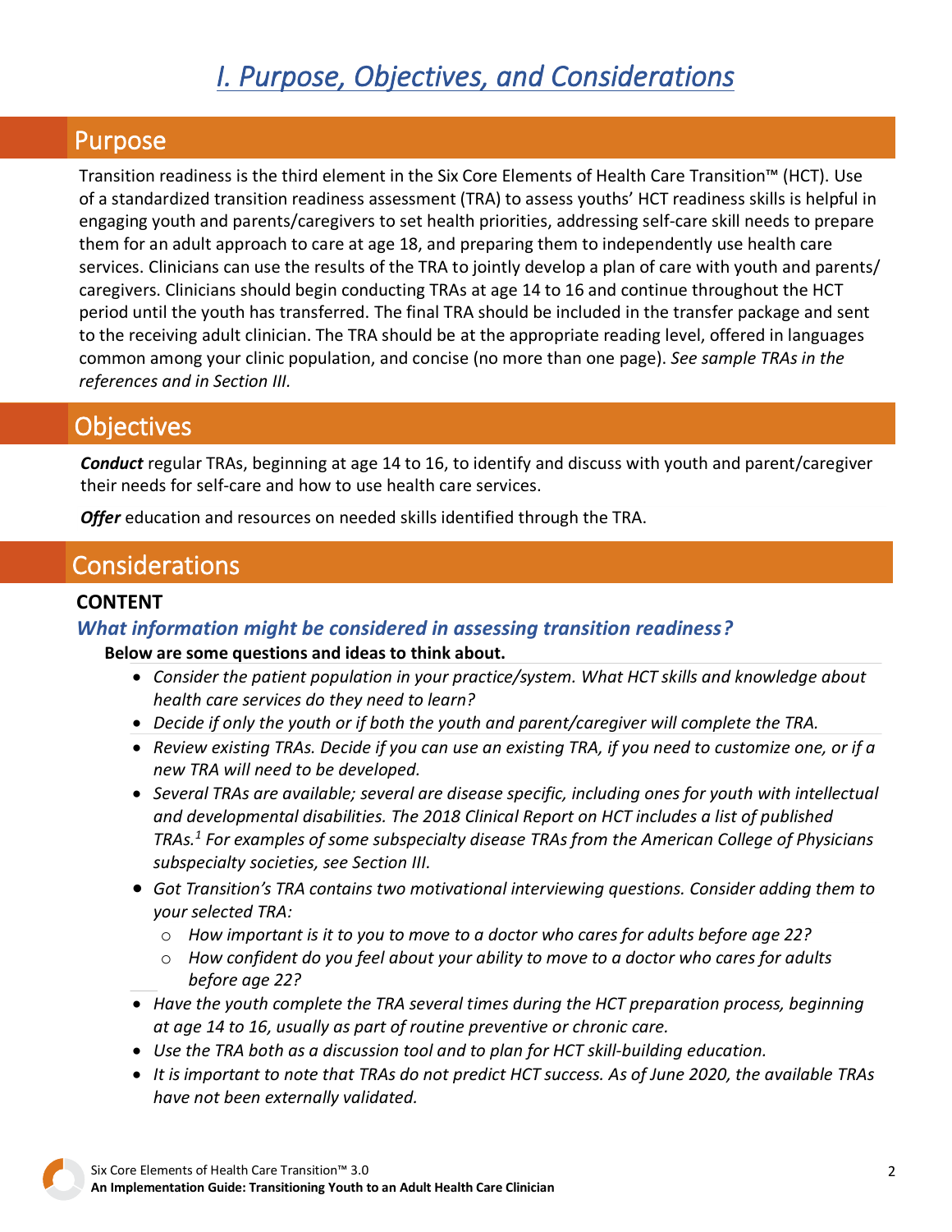# *I. Purpose, Objectives, and Considerations*

## Purpose

Transition readiness is the third element in the Six Core Elements of Health Care Transition™ (HCT). Use of a standardized transition readiness assessment (TRA) to assess youths' HCT readiness skills is helpful in engaging youth and parents/caregivers to set health priorities, addressing self-care skill needs to prepare them for an adult approach to care at age 18, and preparing them to independently use health care services. Clinicians can use the results of the TRA to jointly develop a plan of care with youth and parents/caregivers. Clinicians should begin conducting TRAs at age 14 to 16 and continue throughout the HCT period until the youth has transferred. The final TRA should be included in the transfer package and sent to the receiving adult clinician. The TRA should be at the appropriate reading level, offered in languages common among your clinic population, and concise (no more than one page). *See sample TRAs in the references and in Section III.*

## Objectives

***Conduct*** regular TRAs, beginning at age 14 to 16, to identify and discuss with youth and parent/caregiver their needs for self-care and how to use health care services.

***Offer*** education and resources on needed skills identified through the TRA.

## Considerations

### CONTENT

#### *What information might be considered in assessing transition readiness?*

**Below are some questions and ideas to think about.**

- *Consider the patient population in your practice/system. What HCT skills and knowledge about health care services do they need to learn?*
- *Decide if only the youth or if both the youth and parent/caregiver will complete the TRA.*
- *Review existing TRAs. Decide if you can use an existing TRA, if you need to customize one, or if a new TRA will need to be developed.*
- *Several TRAs are available; several are disease specific, including ones for youth with intellectual and developmental disabilities. The 2018 Clinical Report on HCT includes a list of published TRAs.[1] For examples of some subspecialty disease TRAs from the American College of Physicians subspecialty societies, see Section III.*
- *Got Transition's TRA contains two motivational interviewing questions. Consider adding them to your selected TRA:*
  - *How important is it to you to move to a doctor who cares for adults before age 22?*
  - *How confident do you feel about your ability to move to a doctor who cares for adults before age 22?*
- *Have the youth complete the TRA several times during the HCT preparation process, beginning at age 14 to 16, usually as part of routine preventive or chronic care.*
- *Use the TRA both as a discussion tool and to plan for HCT skill-building education.*
- *It is important to note that TRAs do not predict HCT success. As of June 2020, the available TRAs have not been externally validated.*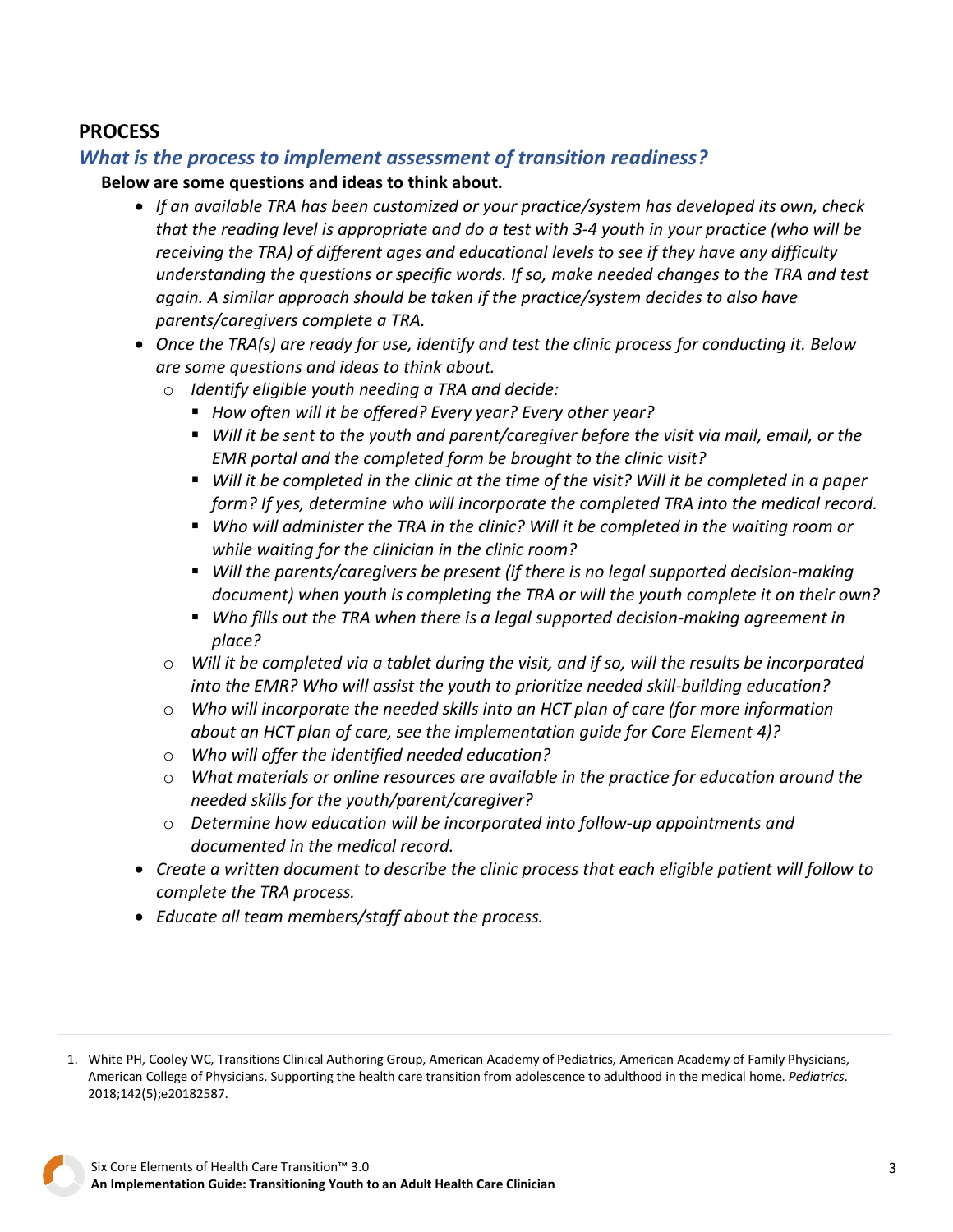## PROCESS

### *What is the process to implement assessment of transition readiness?*

**Below are some questions and ideas to think about.**

- *If an available TRA has been customized or your practice/system has developed its own, check that the reading level is appropriate and do a test with 3-4 youth in your practice (who will be receiving the TRA) of different ages and educational levels to see if they have any difficulty understanding the questions or specific words. If so, make needed changes to the TRA and test again. A similar approach should be taken if the practice/system decides to also have parents/caregivers complete a TRA.*
- *Once the TRA(s) are ready for use, identify and test the clinic process for conducting it. Below are some questions and ideas to think about.*
  - *Identify eligible youth needing a TRA and decide:*
    - *How often will it be offered? Every year? Every other year?*
    - *Will it be sent to the youth and parent/caregiver before the visit via mail, email, or the EMR portal and the completed form be brought to the clinic visit?*
    - *Will it be completed in the clinic at the time of the visit? Will it be completed in a paper form? If yes, determine who will incorporate the completed TRA into the medical record.*
    - *Who will administer the TRA in the clinic? Will it be completed in the waiting room or while waiting for the clinician in the clinic room?*
    - *Will the parents/caregivers be present (if there is no legal supported decision-making document) when youth is completing the TRA or will the youth complete it on their own?*
    - *Who fills out the TRA when there is a legal supported decision-making agreement in place?*
  - *Will it be completed via a tablet during the visit, and if so, will the results be incorporated into the EMR? Who will assist the youth to prioritize needed skill-building education?*
  - *Who will incorporate the needed skills into an HCT plan of care (for more information about an HCT plan of care, see the implementation guide for Core Element 4)?*
  - *Who will offer the identified needed education?*
  - *What materials or online resources are available in the practice for education around the needed skills for the youth/parent/caregiver?*
  - *Determine how education will be incorporated into follow-up appointments and documented in the medical record.*
- *Create a written document to describe the clinic process that each eligible patient will follow to complete the TRA process.*
- *Educate all team members/staff about the process.*

---

1. White PH, Cooley WC, Transitions Clinical Authoring Group, American Academy of Pediatrics, American Academy of Family Physicians, American College of Physicians. Supporting the health care transition from adolescence to adulthood in the medical home. *Pediatrics*. 2018;142(5);e20182587.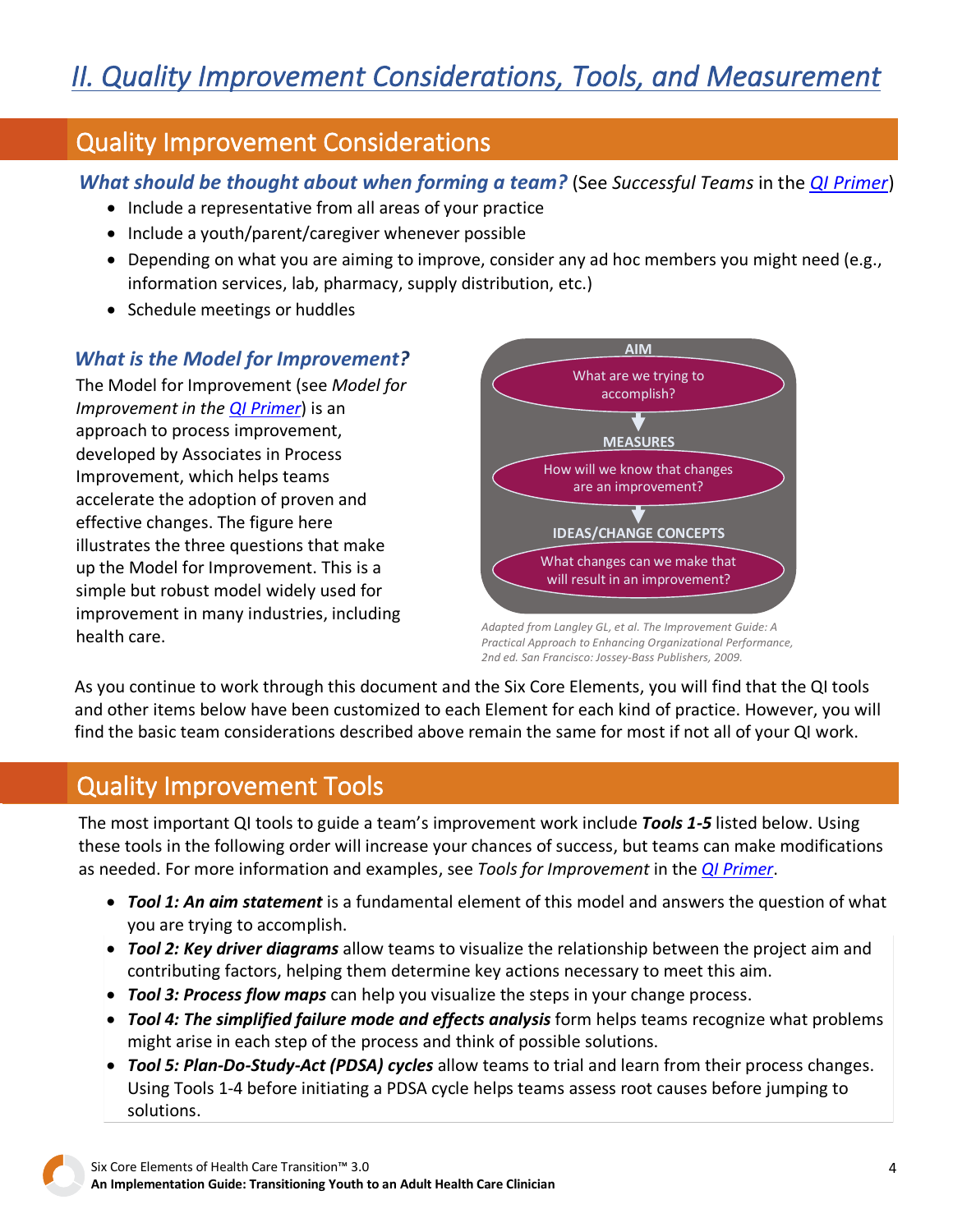# II. Quality Improvement Considerations, Tools, and Measurement

## Quality Improvement Considerations

### *What should be thought about when forming a team?* (See *Successful Teams* in the *QI Primer*)

- Include a representative from all areas of your practice
- Include a youth/parent/caregiver whenever possible
- Depending on what you are aiming to improve, consider any ad hoc members you might need (e.g., information services, lab, pharmacy, supply distribution, etc.)
- Schedule meetings or huddles

### *What is the Model for Improvement?*

The Model for Improvement (see *Model for Improvement in the QI Primer*) is an approach to process improvement, developed by Associates in Process Improvement, which helps teams accelerate the adoption of proven and effective changes. The figure here illustrates the three questions that make up the Model for Improvement. This is a simple but robust model widely used for improvement in many industries, including health care.

**AIM**
What are we trying to accomplish?

↓

**MEASURES**
How will we know that changes are an improvement?

↓

**IDEAS/CHANGE CONCEPTS**
What changes can we make that will result in an improvement?

*Adapted from Langley GL, et al. The Improvement Guide: A Practical Approach to Enhancing Organizational Performance, 2nd ed. San Francisco: Jossey-Bass Publishers, 2009.*

As you continue to work through this document and the Six Core Elements, you will find that the QI tools and other items below have been customized to each Element for each kind of practice. However, you will find the basic team considerations described above remain the same for most if not all of your QI work.

## Quality Improvement Tools

The most important QI tools to guide a team's improvement work include ***Tools 1-5*** listed below. Using these tools in the following order will increase your chances of success, but teams can make modifications as needed. For more information and examples, see *Tools for Improvement* in the *QI Primer*.

- ***Tool 1: An aim statement*** is a fundamental element of this model and answers the question of what you are trying to accomplish.
- ***Tool 2: Key driver diagrams*** allow teams to visualize the relationship between the project aim and contributing factors, helping them determine key actions necessary to meet this aim.
- ***Tool 3: Process flow maps*** can help you visualize the steps in your change process.
- ***Tool 4: The simplified failure mode and effects analysis*** form helps teams recognize what problems might arise in each step of the process and think of possible solutions.
- ***Tool 5: Plan-Do-Study-Act (PDSA) cycles*** allow teams to trial and learn from their process changes. Using Tools 1-4 before initiating a PDSA cycle helps teams assess root causes before jumping to solutions.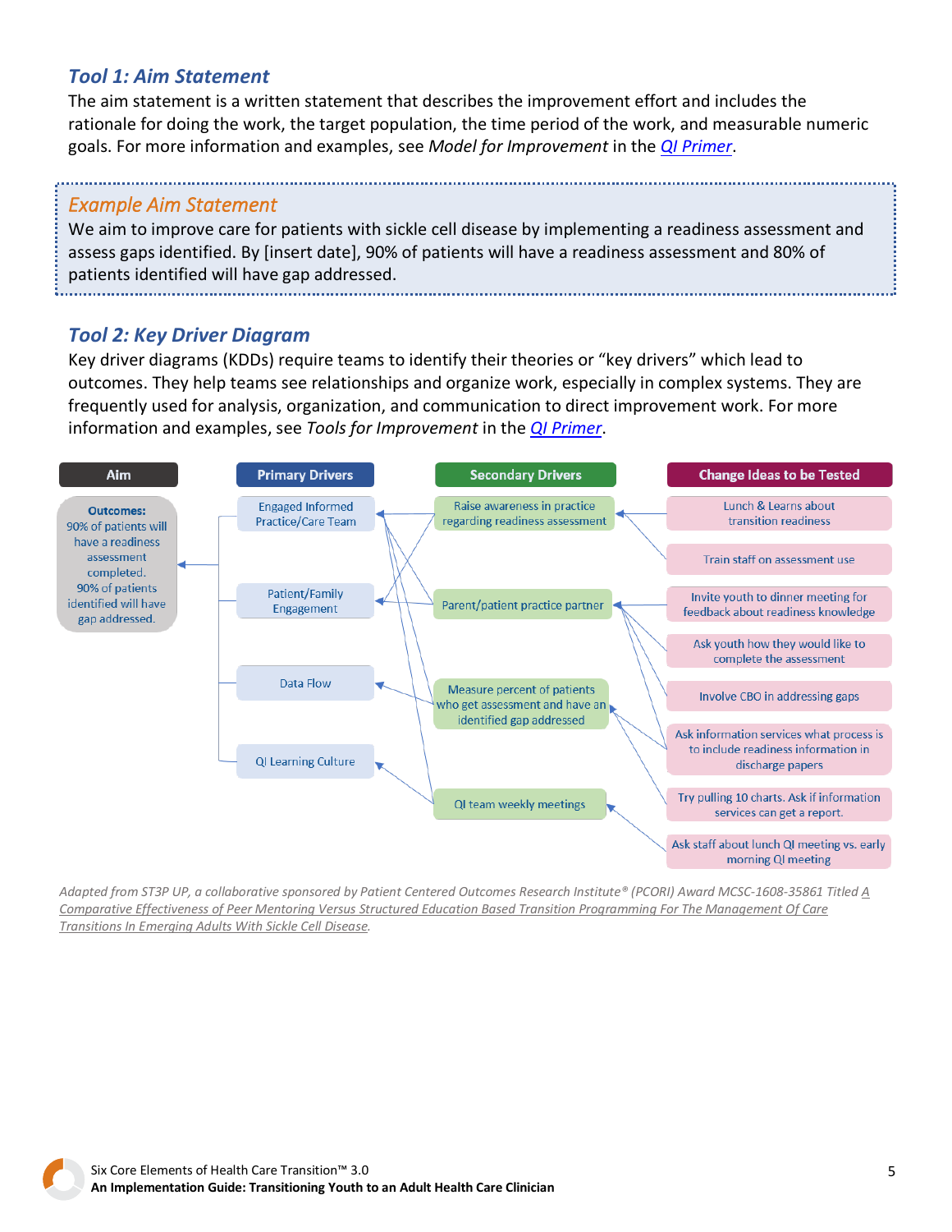### *Tool 1: Aim Statement*

The aim statement is a written statement that describes the improvement effort and includes the rationale for doing the work, the target population, the time period of the work, and measurable numeric goals. For more information and examples, see *Model for Improvement* in the [*QI Primer*](#).

> ### *Example Aim Statement*
> We aim to improve care for patients with sickle cell disease by implementing a readiness assessment and assess gaps identified. By [insert date], 90% of patients will have a readiness assessment and 80% of patients identified will have gap addressed.

### *Tool 2: Key Driver Diagram*

Key driver diagrams (KDDs) require teams to identify their theories or "key drivers" which lead to outcomes. They help teams see relationships and organize work, especially in complex systems. They are frequently used for analysis, organization, and communication to direct improvement work. For more information and examples, see *Tools for Improvement* in the [*QI Primer*](#).

| Aim | Primary Drivers | Secondary Drivers | Change Ideas to be Tested |
|---|---|---|---|
| **Outcomes:** 90% of patients will have a readiness assessment completed. 90% of patients identified will have gap addressed. | Engaged Informed Practice/Care Team | Raise awareness in practice regarding readiness assessment | Lunch & Learns about transition readiness |
| | | | Train staff on assessment use |
| | Patient/Family Engagement | Parent/patient practice partner | Invite youth to dinner meeting for feedback about readiness knowledge |
| | | | Ask youth how they would like to complete the assessment |
| | | | Involve CBO in addressing gaps |
| | Data Flow | Measure percent of patients who get assessment and have an identified gap addressed | Ask information services what process is to include readiness information in discharge papers |
| | | | Try pulling 10 charts. Ask if information services can get a report. |
| | QI Learning Culture | QI team weekly meetings | Ask staff about lunch QI meeting vs. early morning QI meeting |

*Adapted from ST3P UP, a collaborative sponsored by Patient Centered Outcomes Research Institute® (PCORI) Award MCSC-1608-35861 Titled [A Comparative Effectiveness of Peer Mentoring Versus Structured Education Based Transition Programming For The Management Of Care Transitions In Emerging Adults With Sickle Cell Disease](#).*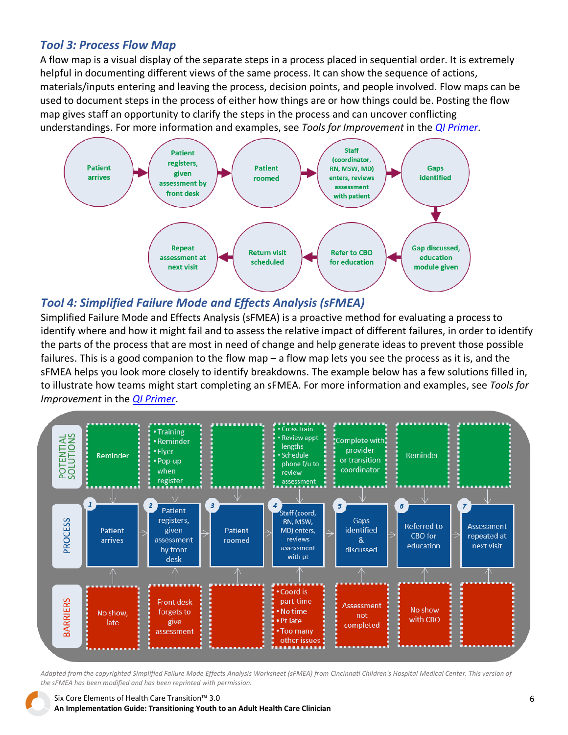### *Tool 3: Process Flow Map*

A flow map is a visual display of the separate steps in a process placed in sequential order. It is extremely helpful in documenting different views of the same process. It can show the sequence of actions, materials/inputs entering and leaving the process, decision points, and people involved. Flow maps can be used to document steps in the process of either how things are or how things could be. Posting the flow map gives staff an opportunity to clarify the steps in the process and can uncover conflicting understandings. For more information and examples, see *Tools for Improvement* in the *QI Primer*.

Patient arrives → Patient registers, given assessment by front desk → Patient roomed → Staff (coordinator, RN, MSW, MD) enters, reviews assessment with patient → Gaps identified → Gap discussed, education module given → Refer to CBO for education → Return visit scheduled → Repeat assessment at next visit

### *Tool 4: Simplified Failure Mode and Effects Analysis (sFMEA)*

Simplified Failure Mode and Effects Analysis (sFMEA) is a proactive method for evaluating a process to identify where and how it might fail and to assess the relative impact of different failures, in order to identify the parts of the process that are most in need of change and help generate ideas to prevent those possible failures. This is a good companion to the flow map – a flow map lets you see the process as it is, and the sFMEA helps you look more closely to identify breakdowns. The example below has a few solutions filled in, to illustrate how teams might start completing an sFMEA. For more information and examples, see *Tools for Improvement* in the *QI Primer*.

| | 1 | 2 | 3 | 4 | 5 | 6 | 7 |
|---|---|---|---|---|---|---|---|
| **POTENTIAL SOLUTIONS** | Reminder | • Training<br>• Reminder<br>• Flyer<br>• Pop-up when register | | • Cross train<br>• Review appt lengths<br>• Schedule phone f/u to review assessment | Complete with provider or transition coordinator | Reminder | |
| **PROCESS** | Patient arrives | Patient registers, given assessment by front desk | Patient roomed | Staff (coord, RN, MSW, MD) enters, reviews assessment with pt | Gaps identified & discussed | Referred to CBO for education | Assessment repeated at next visit |
| **BARRIERS** | No show, late | Front desk forgets to give assessment | | • Coord is part-time<br>• No time<br>• Pt late<br>• Too many other issues | Assessment not completed | No show with CBO | |

*Adapted from the copyrighted Simplified Failure Mode Effects Analysis Worksheet (sFMEA) from Cincinnati Children's Hospital Medical Center. This version of the sFMEA has been modified and has been reprinted with permission.*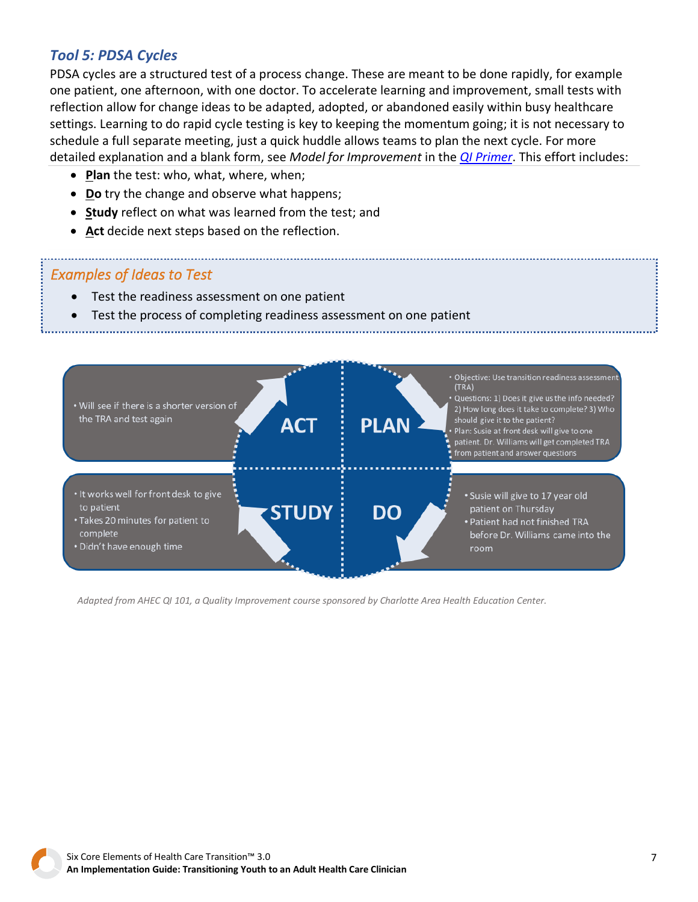### *Tool 5: PDSA Cycles*

PDSA cycles are a structured test of a process change. These are meant to be done rapidly, for example one patient, one afternoon, with one doctor. To accelerate learning and improvement, small tests with reflection allow for change ideas to be adapted, adopted, or abandoned easily within busy healthcare settings. Learning to do rapid cycle testing is key to keeping the momentum going; it is not necessary to schedule a full separate meeting, just a quick huddle allows teams to plan the next cycle. For more detailed explanation and a blank form, see *Model for Improvement* in the [*QI Primer*](). This effort includes:

- **Plan** the test: who, what, where, when;
- **Do** try the change and observe what happens;
- **Study** reflect on what was learned from the test; and
- **Act** decide next steps based on the reflection.

#### *Examples of Ideas to Test*

- Test the readiness assessment on one patient
- Test the process of completing readiness assessment on one patient

**PLAN**

- Objective: Use transition readiness assessment (TRA)
- Questions: 1) Does it give us the info needed? 2) How long does it take to complete? 3) Who should give it to the patient?
- Plan: Susie at front desk will give to one patient. Dr. Williams will get completed TRA from patient and answer questions

**DO**

- Susie will give to 17 year old patient on Thursday
- Patient had not finished TRA before Dr. Williams came into the room

**STUDY**

- It works well for front desk to give to patient
- Takes 20 minutes for patient to complete
- Didn't have enough time

**ACT**

- Will see if there is a shorter version of the TRA and test again

*Adapted from AHEC QI 101, a Quality Improvement course sponsored by Charlotte Area Health Education Center.*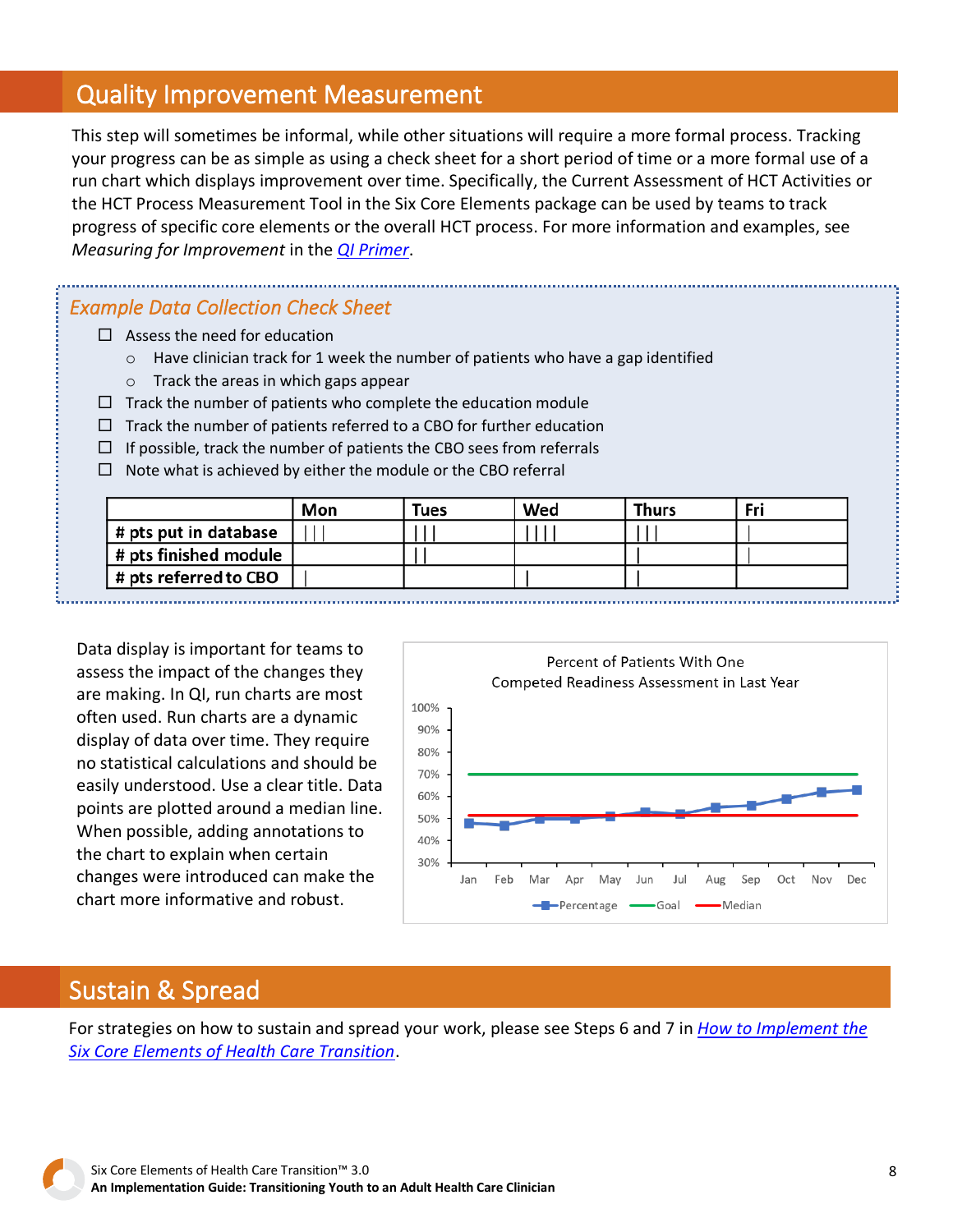## Quality Improvement Measurement

This step will sometimes be informal, while other situations will require a more formal process. Tracking your progress can be as simple as using a check sheet for a short period of time or a more formal use of a run chart which displays improvement over time. Specifically, the Current Assessment of HCT Activities or the HCT Process Measurement Tool in the Six Core Elements package can be used by teams to track progress of specific core elements or the overall HCT process. For more information and examples, see *Measuring for Improvement* in the [QI Primer](#).

### *Example Data Collection Check Sheet*

- ☐ Assess the need for education
  - Have clinician track for 1 week the number of patients who have a gap identified
  - Track the areas in which gaps appear
- ☐ Track the number of patients who complete the education module
- ☐ Track the number of patients referred to a CBO for further education
- ☐ If possible, track the number of patients the CBO sees from referrals
- ☐ Note what is achieved by either the module or the CBO referral

| | Mon | Tues | Wed | Thurs | Fri |
|---|---|---|---|---|---|
| **# pts put in database** | \|\|\| | \|\|\| | \|\|\|\| | \|\|\| | \| |
| **# pts finished module** | | \|\| | | \| | \| |
| **# pts referred to CBO** | \| | | \| | \| | |

Data display is important for teams to assess the impact of the changes they are making. In QI, run charts are most often used. Run charts are a dynamic display of data over time. They require no statistical calculations and should be easily understood. Use a clear title. Data points are plotted around a median line. When possible, adding annotations to the chart to explain when certain changes were introduced can make the chart more informative and robust.

Percent of Patients With One Competed Readiness Assessment in Last Year

## Sustain & Spread

For strategies on how to sustain and spread your work, please see Steps 6 and 7 in [*How to Implement the Six Core Elements of Health Care Transition*](#).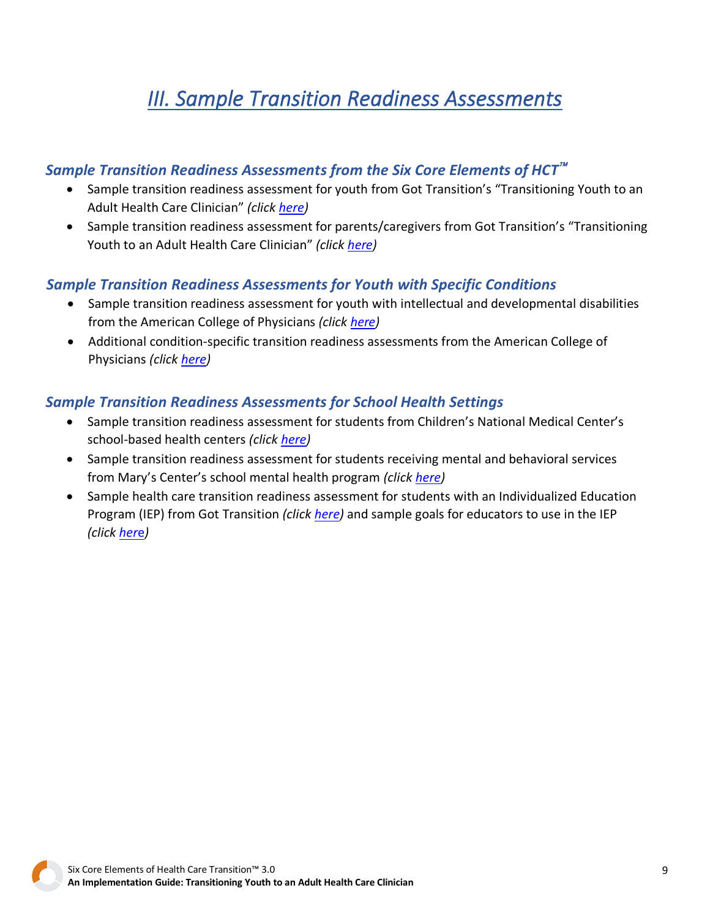# *III. Sample Transition Readiness Assessments*

### *Sample Transition Readiness Assessments from the Six Core Elements of HCT™*

- Sample transition readiness assessment for youth from Got Transition's "Transitioning Youth to an Adult Health Care Clinician" *(click here)*
- Sample transition readiness assessment for parents/caregivers from Got Transition's "Transitioning Youth to an Adult Health Care Clinician" *(click here)*

### *Sample Transition Readiness Assessments for Youth with Specific Conditions*

- Sample transition readiness assessment for youth with intellectual and developmental disabilities from the American College of Physicians *(click here)*
- Additional condition-specific transition readiness assessments from the American College of Physicians *(click here)*

### *Sample Transition Readiness Assessments for School Health Settings*

- Sample transition readiness assessment for students from Children's National Medical Center's school-based health centers *(click here)*
- Sample transition readiness assessment for students receiving mental and behavioral services from Mary's Center's school mental health program *(click here)*
- Sample health care transition readiness assessment for students with an Individualized Education Program (IEP) from Got Transition *(click here)* and sample goals for educators to use in the IEP *(click here)*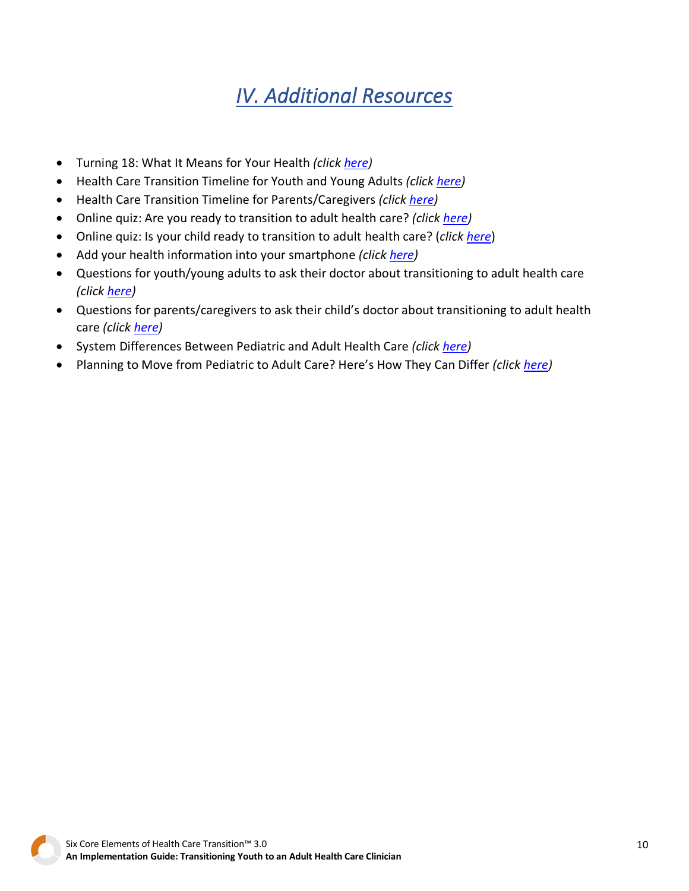# *IV. Additional Resources*

- Turning 18: What It Means for Your Health *(click here)*
- Health Care Transition Timeline for Youth and Young Adults *(click here)*
- Health Care Transition Timeline for Parents/Caregivers *(click here)*
- Online quiz: Are you ready to transition to adult health care? *(click here)*
- Online quiz: Is your child ready to transition to adult health care? (*click here*)
- Add your health information into your smartphone *(click here)*
- Questions for youth/young adults to ask their doctor about transitioning to adult health care *(click here)*
- Questions for parents/caregivers to ask their child's doctor about transitioning to adult health care *(click here)*
- System Differences Between Pediatric and Adult Health Care *(click here)*
- Planning to Move from Pediatric to Adult Care? Here's How They Can Differ *(click here)*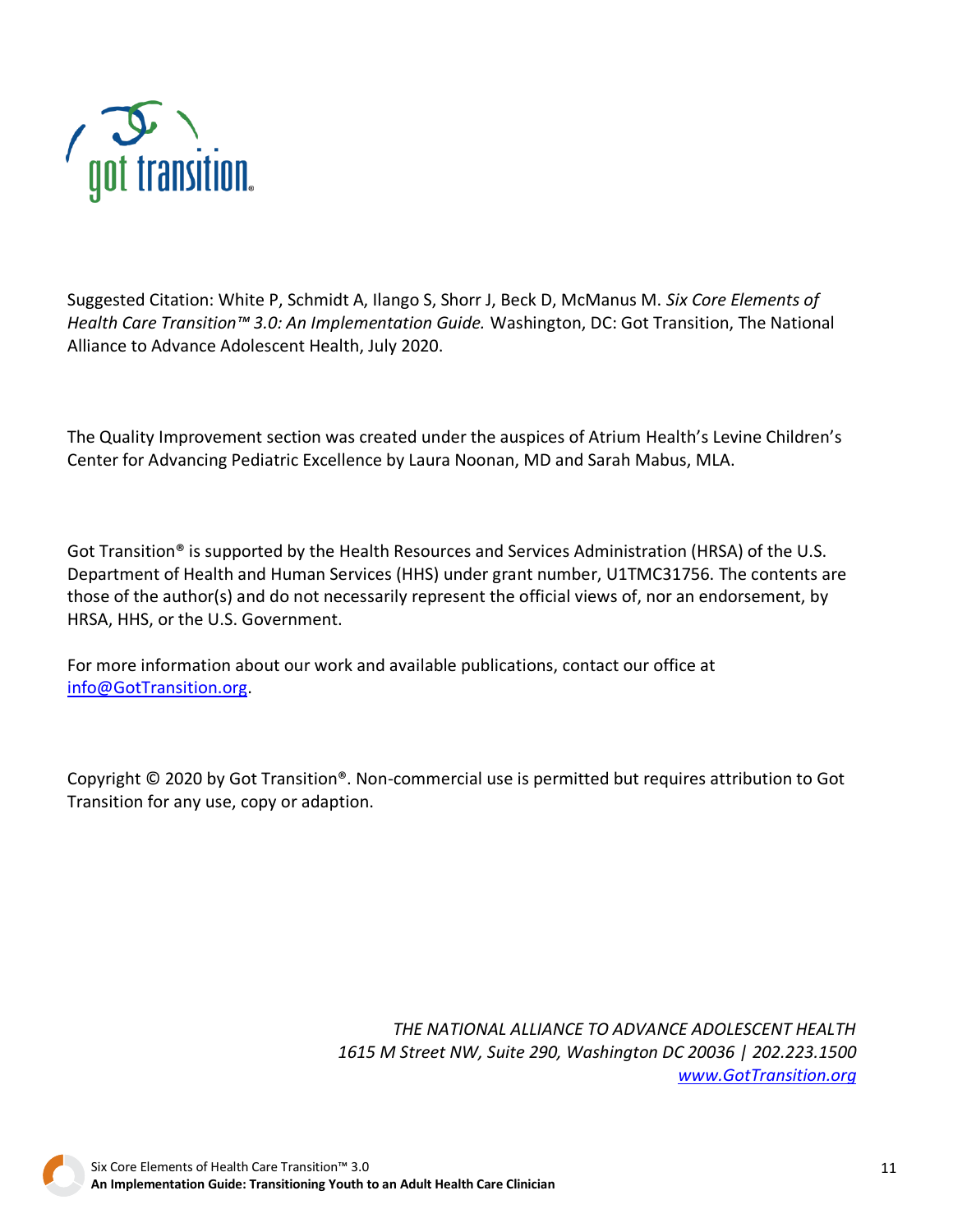Suggested Citation: White P, Schmidt A, Ilango S, Shorr J, Beck D, McManus M. *Six Core Elements of Health Care Transition™ 3.0: An Implementation Guide.* Washington, DC: Got Transition, The National Alliance to Advance Adolescent Health, July 2020.

The Quality Improvement section was created under the auspices of Atrium Health's Levine Children's Center for Advancing Pediatric Excellence by Laura Noonan, MD and Sarah Mabus, MLA.

Got Transition® is supported by the Health Resources and Services Administration (HRSA) of the U.S. Department of Health and Human Services (HHS) under grant number, U1TMC31756. The contents are those of the author(s) and do not necessarily represent the official views of, nor an endorsement, by HRSA, HHS, or the U.S. Government.

For more information about our work and available publications, contact our office at [info@GotTransition.org](mailto:info@GotTransition.org).

Copyright © 2020 by Got Transition®. Non-commercial use is permitted but requires attribution to Got Transition for any use, copy or adaption.

*THE NATIONAL ALLIANCE TO ADVANCE ADOLESCENT HEALTH*
*1615 M Street NW, Suite 290, Washington DC 20036 | 202.223.1500*
*[www.GotTransition.org](http://www.GotTransition.org)*